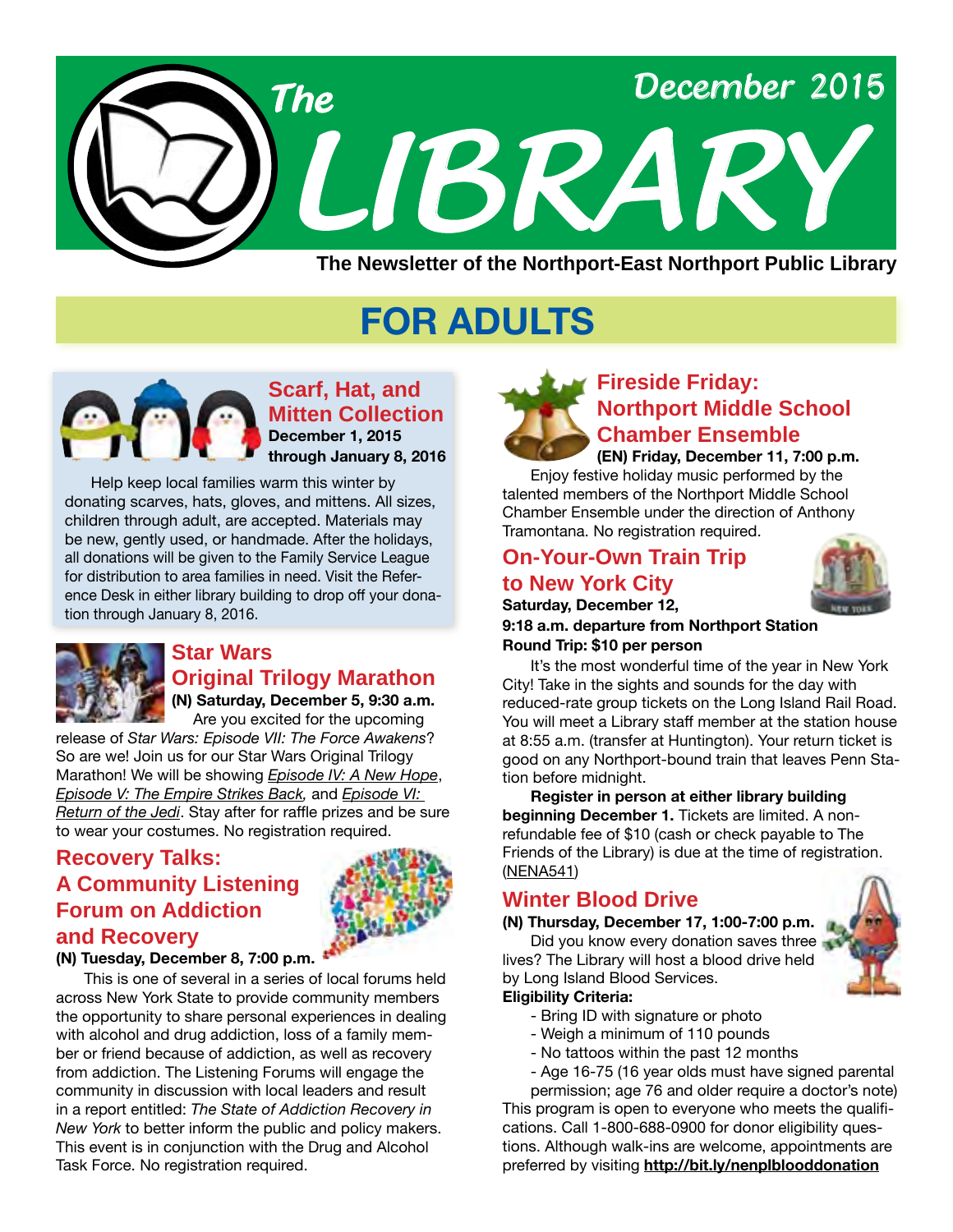# The LIBRARY

December 2015

**The Newsletter of the Northport-East Northport Public Library**

## FOR ADULTS

### Scarf, Hat, and Mitten Collection

**December 1, 2015 through January 8, 2016**

Help keep local families warm this winter by donating scarves, hats, gloves, and mittens. All sizes, children through adult, are accepted. Materials may be new, gently used, or handmade. After the holidays, all donations will be given to the Family Service League for distribution to area families in need. Visit the Reference Desk in either library building to drop off your donation through January 8, 2016.

### Star Wars Original Trilogy Marathon

**(N) Saturday, December 5, 9:30 a.m.**

Are you excited for the upcoming release of *Star Wars: Episode VII: The Force Awakens*? So are we! Join us for our Star Wars Original Trilogy Marathon! We will be showing *Episode IV: A New Hope*, *Episode V: The Empire Strikes Back,* and *Episode VI: Return of the Jedi*. Stay after for raffle prizes and be sure to wear your costumes. No registration required.

### Recovery Talks: A Community Listening Forum on Addiction and Recovery

**(N) Tuesday, December 8, 7:00 p.m.**

This is one of several in a series of local forums held across New York State to provide community members the opportunity to share personal experiences in dealing with alcohol and drug addiction, loss of a family member or friend because of addiction, as well as recovery from addiction. The Listening Forums will engage the community in discussion with local leaders and result in a report entitled: *The State of Addiction Recovery in New York* to better inform the public and policy makers. This event is in conjunction with the Drug and Alcohol Task Force. No registration required.

### Fireside Friday: Northport Middle School Chamber Ensemble

**(EN) Friday, December 11, 7:00 p.m.**

Enjoy festive holiday music performed by the talented members of the Northport Middle School Chamber Ensemble under the direction of Anthony Tramontana. No registration required.

### On-Your-Own Train Trip to New York City

**Saturday, December 12,**
**9:18 a.m. departure from Northport Station**
**Round Trip: $10 per person**

It's the most wonderful time of the year in New York City! Take in the sights and sounds for the day with reduced-rate group tickets on the Long Island Rail Road. You will meet a Library staff member at the station house at 8:55 a.m. (transfer at Huntington). Your return ticket is good on any Northport-bound train that leaves Penn Station before midnight.

**Register in person at either library building beginning December 1.** Tickets are limited. A non-refundable fee of $10 (cash or check payable to The Friends of the Library) is due at the time of registration. (NENA541)

### Winter Blood Drive

**(N) Thursday, December 17, 1:00-7:00 p.m.**

Did you know every donation saves three lives? The Library will host a blood drive held by Long Island Blood Services.

**Eligibility Criteria:**

- Bring ID with signature or photo
- Weigh a minimum of 110 pounds
- No tattoos within the past 12 months
- Age 16-75 (16 year olds must have signed parental permission; age 76 and older require a doctor's note)

This program is open to everyone who meets the qualifications. Call 1-800-688-0900 for donor eligibility questions. Although walk-ins are welcome, appointments are preferred by visiting **http://bit.ly/nenplblooddonation**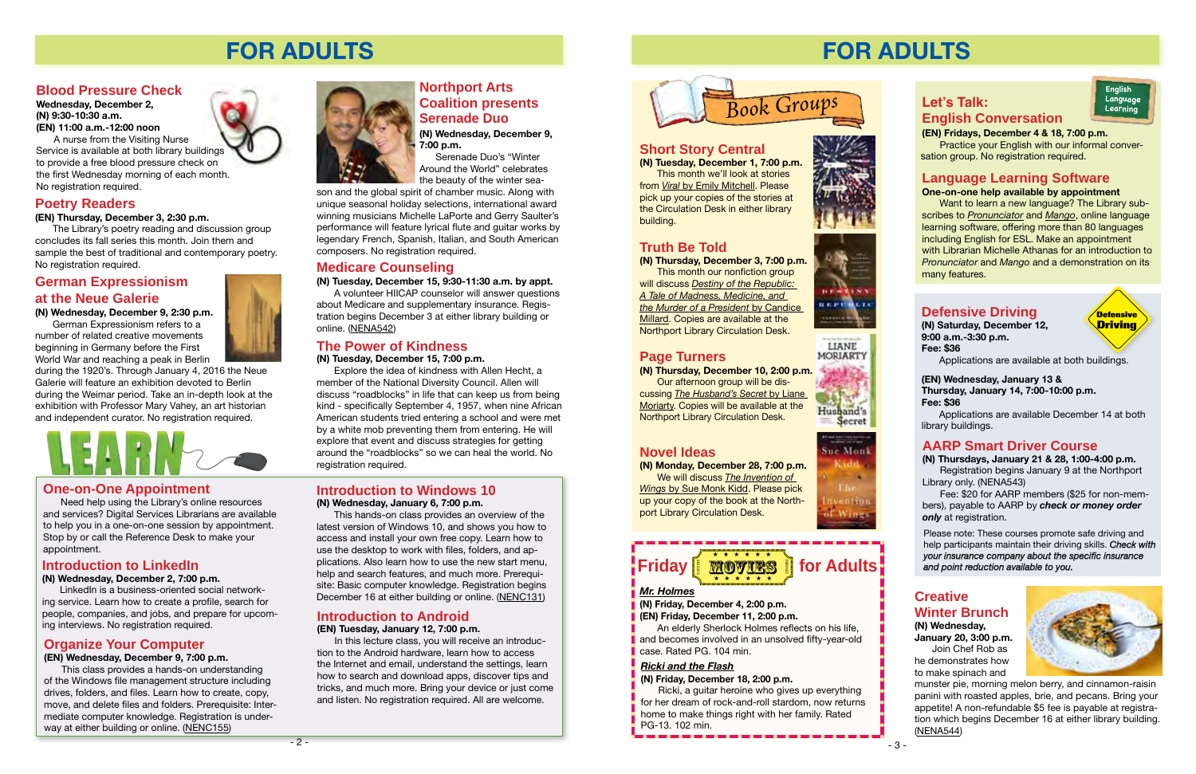# FOR ADULTS

## Blood Pressure Check

**Wednesday, December 2,**
**(N) 9:30-10:30 a.m.**
**(EN) 11:00 a.m.-12:00 noon**

A nurse from the Visiting Nurse Service is available at both library buildings to provide a free blood pressure check on the first Wednesday morning of each month. No registration required.

## Poetry Readers

**(EN) Thursday, December 3, 2:30 p.m.**

The Library's poetry reading and discussion group concludes its fall series this month. Join them and sample the best of traditional and contemporary poetry. No registration required.

## German Expressionism at the Neue Galerie

**(N) Wednesday, December 9, 2:30 p.m.**

German Expressionism refers to a number of related creative movements beginning in Germany before the First World War and reaching a peak in Berlin during the 1920's. Through January 4, 2016 the Neue Galerie will feature an exhibition devoted to Berlin during the Weimar period. Take an in-depth look at the exhibition with Professor Mary Vahey, an art historian and independent curator. No registration required.

## Northport Arts Coalition presents Serenade Duo

**(N) Wednesday, December 9, 7:00 p.m.**

Serenade Duo's "Winter Around the World" celebrates the beauty of the winter season and the global spirit of chamber music. Along with unique seasonal holiday selections, international award winning musicians Michelle LaPorte and Gerry Saulter's performance will feature lyrical flute and guitar works by legendary French, Spanish, Italian, and South American composers. No registration required.

## Medicare Counseling

**(N) Tuesday, December 15, 9:30-11:30 a.m. by appt.**

A volunteer HIICAP counselor will answer questions about Medicare and supplementary insurance. Registration begins December 3 at either library building or online. (NENA542)

## The Power of Kindness

**(N) Tuesday, December 15, 7:00 p.m.**

Explore the idea of kindness with Allen Hecht, a member of the National Diversity Council. Allen will discuss "roadblocks" in life that can keep us from being kind - specifically September 4, 1957, when nine African American students tried entering a school and were met by a white mob preventing them from entering. He will explore that event and discuss strategies for getting around the "roadblocks" so we can heal the world. No registration required.

# LEARN

## One-on-One Appointment

Need help using the Library's online resources and services? Digital Services Librarians are available to help you in a one-on-one session by appointment. Stop by or call the Reference Desk to make your appointment.

## Introduction to LinkedIn

**(N) Wednesday, December 2, 7:00 p.m.**

LinkedIn is a business-oriented social networking service. Learn how to create a profile, search for people, companies, and jobs, and prepare for upcoming interviews. No registration required.

## Organize Your Computer

**(EN) Wednesday, December 9, 7:00 p.m.**

This class provides a hands-on understanding of the Windows file management structure including drives, folders, and files. Learn how to create, copy, move, and delete files and folders. Prerequisite: Intermediate computer knowledge. Registration is underway at either building or online. (NENC155)

## Introduction to Windows 10

**(N) Wednesday, January 6, 7:00 p.m.**

This hands-on class provides an overview of the latest version of Windows 10, and shows you how to access and install your own free copy. Learn how to use the desktop to work with files, folders, and applications. Also learn how to use the new start menu, help and search features, and much more. Prerequisite: Basic computer knowledge. Registration begins December 16 at either building or online. (NENC131)

## Introduction to Android

**(EN) Tuesday, January 12, 7:00 p.m.**

In this lecture class, you will receive an introduction to the Android hardware, learn how to access the Internet and email, understand the settings, learn how to search and download apps, discover tips and tricks, and much more. Bring your device or just come and listen. No registration required. All are welcome.

# FOR ADULTS

# Book Groups

## Short Story Central

**(N) Tuesday, December 1, 7:00 p.m.**

This month we'll look at stories from *Viral* by Emily Mitchell. Please pick up your copies of the stories at the Circulation Desk in either library building.

## Truth Be Told

**(N) Thursday, December 3, 7:00 p.m.**

This month our nonfiction group will discuss *Destiny of the Republic: A Tale of Madness, Medicine, and the Murder of a President* by Candice Millard. Copies are available at the Northport Library Circulation Desk.

## Page Turners

**(N) Thursday, December 10, 2:00 p.m.**

Our afternoon group will be discussing *The Husband's Secret* by Liane Moriarty. Copies will be available at the Northport Library Circulation Desk.

## Novel Ideas

**(N) Monday, December 28, 7:00 p.m.**

We will discuss *The Invention of Wings* by Sue Monk Kidd. Please pick up your copy of the book at the Northport Library Circulation Desk.

## Friday MOVIES for Adults

***Mr. Holmes***

**(N) Friday, December 4, 2:00 p.m.**
**(EN) Friday, December 11, 2:00 p.m.**

An elderly Sherlock Holmes reflects on his life, and becomes involved in an unsolved fifty-year-old case. Rated PG. 104 min.

***Ricki and the Flash***

**(N) Friday, December 18, 2:00 p.m.**

Ricki, a guitar heroine who gives up everything for her dream of rock-and-roll stardom, now returns home to make things right with her family. Rated PG-13. 102 min.

## Let's Talk: English Conversation

**(EN) Fridays, December 4 & 18, 7:00 p.m.**

Practice your English with our informal conversation group. No registration required.

## Language Learning Software

**One-on-one help available by appointment**

Want to learn a new language? The Library subscribes to *Pronunciator* and *Mango*, online language learning software, offering more than 80 languages including English for ESL. Make an appointment with Librarian Michelle Athanas for an introduction to *Pronunciator* and *Mango* and a demonstration on its many features.

## Defensive Driving

**(N) Saturday, December 12, 9:00 a.m.-3:30 p.m.**
**Fee: $36**

Applications are available at both buildings.

**(EN) Wednesday, January 13 & Thursday, January 14, 7:00-10:00 p.m.**
**Fee: $36**

Applications are available December 14 at both library buildings.

## AARP Smart Driver Course

**(N) Thursdays, January 21 & 28, 1:00-4:00 p.m.**

Registration begins January 9 at the Northport Library only. (NENA543)

Fee: $20 for AARP members ($25 for non-members), payable to AARP by ***check or money order only*** at registration.

*Please note: These courses promote safe driving and help participants maintain their driving skills.* ***Check with your insurance company about the specific insurance and point reduction available to you.***

## Creative Winter Brunch

**(N) Wednesday, January 20, 3:00 p.m.**

Join Chef Rob as he demonstrates how to make spinach and munster pie, morning melon berry, and cinnamon-raisin panini with roasted apples, brie, and pecans. Bring your appetite! A non-refundable $5 fee is payable at registration which begins December 16 at either library building. (NENA544)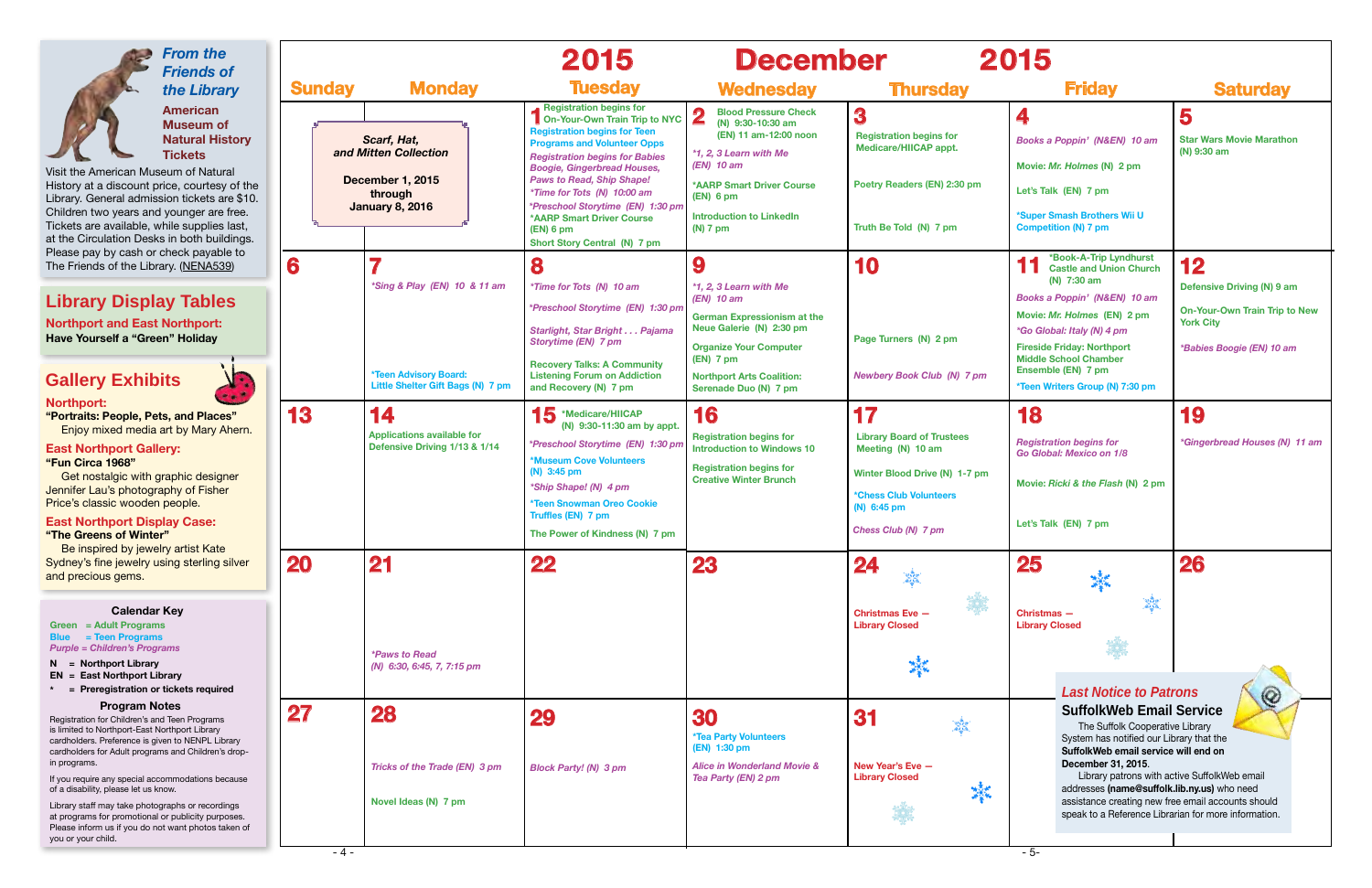## From the Friends of the Library

### American Museum of Natural History Tickets

Visit the American Museum of Natural History at a discount price, courtesy of the Library. General admission tickets are $10. Children two years and younger are free. Tickets are available, while supplies last, at the Circulation Desks in both buildings. Please pay by cash or check payable to The Friends of the Library. (NENA539)

## Library Display Tables

**Northport and East Northport:**
**Have Yourself a "Green" Holiday**

## Gallery Exhibits

**Northport:**
**"Portraits: People, Pets, and Places"**
Enjoy mixed media art by Mary Ahern.

**East Northport Gallery:**
**"Fun Circa 1968"**
Get nostalgic with graphic designer Jennifer Lau's photography of Fisher Price's classic wooden people.

**East Northport Display Case:**
**"The Greens of Winter"**
Be inspired by jewelry artist Kate Sydney's fine jewelry using sterling silver and precious gems.

### Calendar Key

- Green = Adult Programs
- Blue = Teen Programs
- Purple = Children's Programs
- N = Northport Library
- EN = East Northport Library
- * = Preregistration or tickets required

### Program Notes

Registration for Children's and Teen Programs is limited to Northport-East Northport Library cardholders. Preference is given to NENPL Library cardholders for Adult programs and Children's drop-in programs.

If you require any special accommodations because of a disability, please let us know.

Library staff may take photographs or recordings at programs for promotional or publicity purposes. Please inform us if you do not want photos taken of you or your child.

# 2015 December 2015

| Sunday | Monday | Tuesday | Wednesday | Thursday | Friday | Saturday |
|---|---|---|---|---|---|---|
| | **Scarf, Hat, and Mitten Collection** December 1, 2015 through January 8, 2016 | **1** Registration begins for On-Your-Own Train Trip to NYC<br>Registration begins for Teen Programs and Volunteer Opps<br>*Registration begins for Babies Boogie, Gingerbread Houses, Paws to Read, Ship Shape!*<br>*\*Time for Tots (N) 10:00 am*<br>*\*Preschool Storytime (EN) 1:30 pm*<br>*AARP Smart Driver Course (EN) 6 pm<br>Short Story Central (N) 7 pm | **2** Blood Pressure Check (N) 9:30-10:30 am (EN) 11 am-12:00 noon<br>*\*1, 2, 3 Learn with Me (EN) 10 am*<br>*AARP Smart Driver Course (EN) 6 pm<br>Introduction to LinkedIn (N) 7 pm | **3** Registration begins for Medicare/HIICAP appt.<br>Poetry Readers (EN) 2:30 pm<br>Truth Be Told (N) 7 pm | **4** *Books a Poppin' (N&EN) 10 am*<br>Movie: *Mr. Holmes* (N) 2 pm<br>Let's Talk (EN) 7 pm<br>*Super Smash Brothers Wii U Competition (N) 7 pm | **5** Star Wars Movie Marathon (N) 9:30 am |
| **6** | **7** *\*Sing & Play (EN) 10 & 11 am*<br>*Teen Advisory Board: Little Shelter Gift Bags (N) 7 pm | **8** *\*Time for Tots (N) 10 am*<br>*\*Preschool Storytime (EN) 1:30 pm*<br>*Starlight, Star Bright . . . Pajama Storytime (EN) 7 pm*<br>Recovery Talks: A Community Listening Forum on Addiction and Recovery (N) 7 pm | **9** *\*1, 2, 3 Learn with Me (EN) 10 am*<br>German Expressionism at the Neue Galerie (N) 2:30 pm<br>Organize Your Computer (EN) 7 pm<br>Northport Arts Coalition: Serenade Duo (N) 7 pm | **10** Page Turners (N) 2 pm<br>*Newbery Book Club (N) 7 pm* | **11** *Book-A-Trip Lyndhurst Castle and Union Church (N) 7:30 am<br>*Books a Poppin' (N&EN) 10 am*<br>Movie: *Mr. Holmes* (EN) 2 pm<br>*\*Go Global: Italy (N) 4 pm*<br>Fireside Friday: Northport Middle School Chamber Ensemble (EN) 7 pm<br>*Teen Writers Group (N) 7:30 pm | **12** Defensive Driving (N) 9 am<br>On-Your-Own Train Trip to New York City<br>*\*Babies Boogie (EN) 10 am* |
| **13** | **14** Applications available for Defensive Driving 1/13 & 1/14 | **15** *Medicare/HIICAP (N) 9:30-11:30 am by appt.<br>*\*Preschool Storytime (EN) 1:30 pm*<br>*Museum Cove Volunteers (N) 3:45 pm<br>*\*Ship Shape! (N) 4 pm*<br>*Teen Snowman Oreo Cookie Truffles (EN) 7 pm<br>The Power of Kindness (N) 7 pm | **16** Registration begins for Introduction to Windows 10<br>Registration begins for Creative Winter Brunch | **17** Library Board of Trustees Meeting (N) 10 am<br>Winter Blood Drive (N) 1-7 pm<br>*Chess Club Volunteers (N) 6:45 pm<br>*Chess Club (N) 7 pm* | **18** *Registration begins for Go Global: Mexico on 1/8*<br>Movie: *Ricki & the Flash* (N) 2 pm<br>Let's Talk (EN) 7 pm | **19** *\*Gingerbread Houses (N) 11 am* |
| **20** | **21** *\*Paws to Read (N) 6:30, 6:45, 7, 7:15 pm* | **22** | **23** | **24** Christmas Eve — Library Closed | **25** Christmas — Library Closed | **26** |
| **27** | **28** *Tricks of the Trade (EN) 3 pm*<br>Novel Ideas (N) 7 pm | **29** *Block Party! (N) 3 pm* | **30** *Tea Party Volunteers (EN) 1:30 pm<br>*Alice in Wonderland Movie & Tea Party (EN) 2 pm* | **31** New Year's Eve — Library Closed | | |

### Last Notice to Patrons

**SuffolkWeb Email Service**

The Suffolk Cooperative Library System has notified our Library that the **SuffolkWeb email service will end on December 31, 2015.**

Library patrons with active SuffolkWeb email addresses **(name@suffolk.lib.ny.us)** who need assistance creating new free email accounts should speak to a Reference Librarian for more information.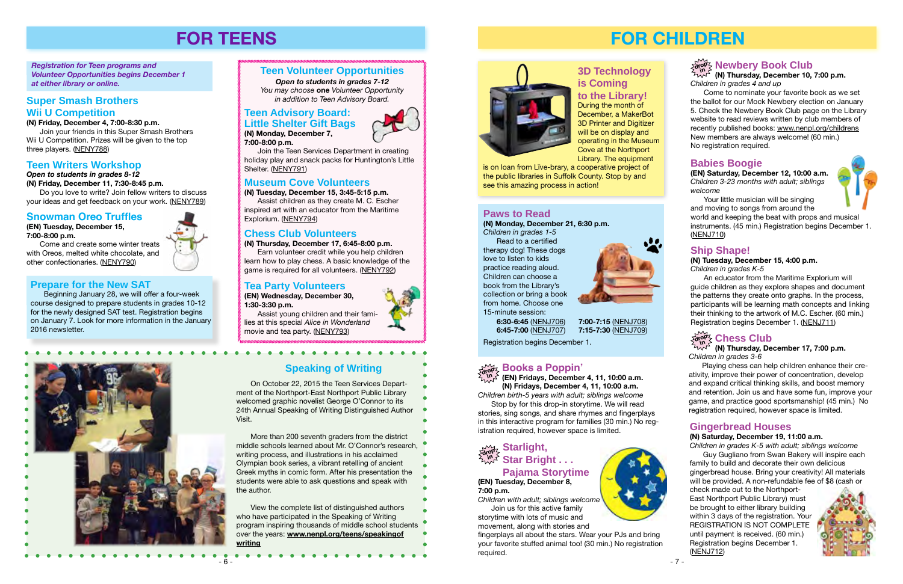# FOR TEENS

*Registration for Teen programs and Volunteer Opportunities begins December 1 at either library or online.*

## Super Smash Brothers Wii U Competition

**(N) Friday, December 4, 7:00-8:30 p.m.**

Join your friends in this Super Smash Brothers Wii U Competition. Prizes will be given to the top three players. (NENY788)

## Teen Writers Workshop

***Open to students in grades 8-12***

**(N) Friday, December 11, 7:30-8:45 p.m.**

Do you love to write? Join fellow writers to discuss your ideas and get feedback on your work. (NENY789)

## Snowman Oreo Truffles

**(EN) Tuesday, December 15, 7:00-8:00 p.m.**

Come and create some winter treats with Oreos, melted white chocolate, and other confectionaries. (NENY790)

## Prepare for the New SAT

Beginning January 28, we will offer a four-week course designed to prepare students in grades 10-12 for the newly designed SAT test. Registration begins on January 7. Look for more information in the January 2016 newsletter.

## Teen Volunteer Opportunities

***Open to students in grades 7-12***

*You may choose* **one** *Volunteer Opportunity in addition to Teen Advisory Board.*

### Teen Advisory Board: Little Shelter Gift Bags

**(N) Monday, December 7, 7:00-8:00 p.m.**

Join the Teen Services Department in creating holiday play and snack packs for Huntington's Little Shelter. (NENY791)

### Museum Cove Volunteers

**(N) Tuesday, December 15, 3:45-5:15 p.m.**

Assist children as they create M. C. Escher inspired art with an educator from the Maritime Explorium. (NENY794)

### Chess Club Volunteers

**(N) Thursday, December 17, 6:45-8:00 p.m.**

Earn volunteer credit while you help children learn how to play chess. A basic knowledge of the game is required for all volunteers. (NENY792)

### Tea Party Volunteers

**(EN) Wednesday, December 30, 1:30-3:30 p.m.**

Assist young children and their families at this special *Alice in Wonderland* movie and tea party. (NENY793)

## Speaking of Writing

On October 22, 2015 the Teen Services Department of the Northport-East Northport Public Library welcomed graphic novelist George O'Connor to its 24th Annual Speaking of Writing Distinguished Author Visit.

More than 200 seventh graders from the district middle schools learned about Mr. O'Connor's research, writing process, and illustrations in his acclaimed Olympian book series, a vibrant retelling of ancient Greek myths in comic form. After his presentation the students were able to ask questions and speak with the author.

View the complete list of distinguished authors who have participated in the Speaking of Writing program inspiring thousands of middle school students over the years: **www.nenpl.org/teens/speakingofwriting**

# FOR CHILDREN

## 3D Technology is Coming to the Library!

During the month of December, a MakerBot 3D Printer and Digitizer will be on display and operating in the Museum Cove at the Northport Library. The equipment is on loan from Live-brary, a cooperative project of the public libraries in Suffolk County. Stop by and see this amazing process in action!

## Paws to Read

**(N) Monday, December 21, 6:30 p.m.**

*Children in grades 1-5*

Read to a certified therapy dog! These dogs love to listen to kids practice reading aloud. Children can choose a book from the Library's collection or bring a book from home. Choose one 15-minute session:

**6:30-6:45** (NENJ706) **7:00-7:15** (NENJ708)
**6:45-7:00** (NENJ707) **7:15-7:30** (NENJ709)

Registration begins December 1.

## Books a Poppin' (drop in)

**(EN) Fridays, December 4, 11, 10:00 a.m.**
**(N) Fridays, December 4, 11, 10:00 a.m.**

*Children birth-5 years with adult; siblings welcome*

Stop by for this drop-in storytime. We will read stories, sing songs, and share rhymes and fingerplays in this interactive program for families (30 min.) No registration required, however space is limited.

## Starlight, Star Bright . . . Pajama Storytime (drop in)

**(EN) Tuesday, December 8, 7:00 p.m.**

*Children with adult; siblings welcome*

Join us for this active family storytime with lots of music and movement, along with stories and fingerplays all about the stars. Wear your PJs and bring your favorite stuffed animal too! (30 min.) No registration required.

## Newbery Book Club (drop in)

**(N) Thursday, December 10, 7:00 p.m.**

*Children in grades 4 and up*

Come to nominate your favorite book as we set the ballot for our Mock Newbery election on January 5. Check the Newbery Book Club page on the Library website to read reviews written by club members of recently published books: www.nenpl.org/childrens New members are always welcome! (60 min.) No registration required.

## Babies Boogie

**(EN) Saturday, December 12, 10:00 a.m.**

*Children 3-23 months with adult; siblings welcome*

Your little musician will be singing and moving to songs from around the world and keeping the beat with props and musical instruments. (45 min.) Registration begins December 1. (NENJ710)

## Ship Shape!

**(N) Tuesday, December 15, 4:00 p.m.**

*Children in grades K-5*

An educator from the Maritime Explorium will guide children as they explore shapes and document the patterns they create onto graphs. In the process, participants will be learning math concepts and linking their thinking to the artwork of M.C. Escher. (60 min.) Registration begins December 1. (NENJ711)

## Chess Club (drop in)

**(N) Thursday, December 17, 7:00 p.m.**

*Children in grades 3-6*

Playing chess can help children enhance their creativity, improve their power of concentration, develop and expand critical thinking skills, and boost memory and retention. Join us and have some fun, improve your game, and practice good sportsmanship! (45 min.) No registration required, however space is limited.

## Gingerbread Houses

**(N) Saturday, December 19, 11:00 a.m.**

*Children in grades K-5 with adult; siblings welcome*

Guy Gugliano from Swan Bakery will inspire each family to build and decorate their own delicious gingerbread house. Bring your creativity! All materials will be provided. A non-refundable fee of $8 (cash or check made out to the Northport-East Northport Public Library) must be brought to either library building within 3 days of the registration. Your REGISTRATION IS NOT COMPLETE until payment is received. (60 min.) Registration begins December 1. (NENJ712)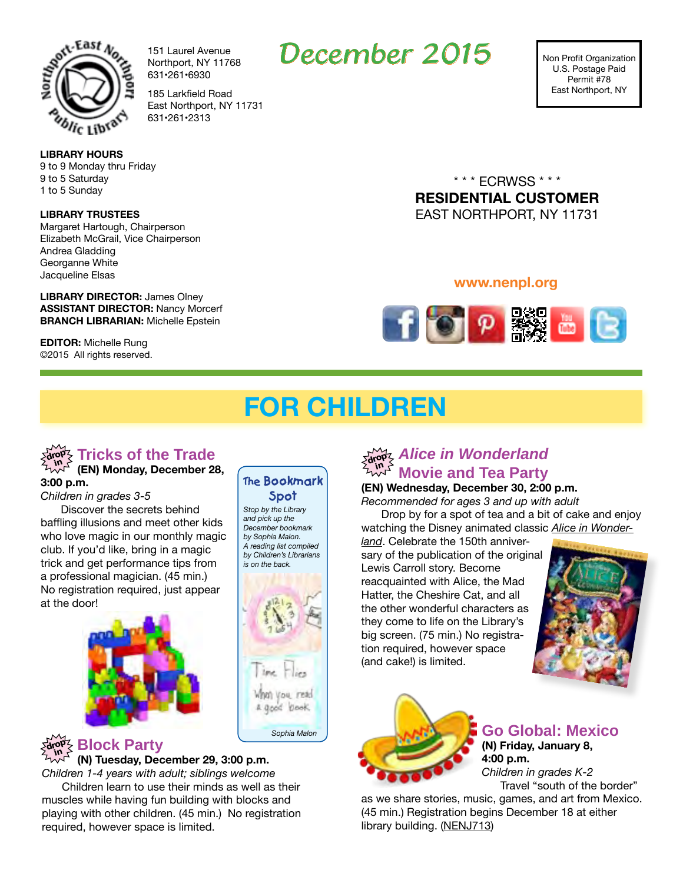151 Laurel Avenue
Northport, NY 11768
631•261•6930

185 Larkfield Road
East Northport, NY 11731
631•261•2313

# December 2015

Non Profit Organization
U.S. Postage Paid
Permit #78
East Northport, NY

**LIBRARY HOURS**
9 to 9 Monday thru Friday
9 to 5 Saturday
1 to 5 Sunday

**LIBRARY TRUSTEES**
Margaret Hartough, Chairperson
Elizabeth McGrail, Vice Chairperson
Andrea Gladding
Georganne White
Jacqueline Elsas

**LIBRARY DIRECTOR:** James Olney
**ASSISTANT DIRECTOR:** Nancy Morcerf
**BRANCH LIBRARIAN:** Michelle Epstein

**EDITOR:** Michelle Rung
©2015 All rights reserved.

* * * ECRWSS * * *
**RESIDENTIAL CUSTOMER**
EAST NORTHPORT, NY 11731

**www.nenpl.org**

# FOR CHILDREN

## Tricks of the Trade

drop in

**(EN) Monday, December 28, 3:00 p.m.**
*Children in grades 3-5*

Discover the secrets behind baffling illusions and meet other kids who love magic in our monthly magic club. If you'd like, bring in a magic trick and get performance tips from a professional magician. (45 min.) No registration required, just appear at the door!

## The Bookmark Spot

*Stop by the Library and pick up the December bookmark by Sophia Malon. A reading list compiled by Children's Librarians is on the back.*

Time Flies When you read a good book

*Sophia Malon*

## Block Party

drop in

**(N) Tuesday, December 29, 3:00 p.m.**
*Children 1-4 years with adult; siblings welcome*

Children learn to use their minds as well as their muscles while having fun building with blocks and playing with other children. (45 min.) No registration required, however space is limited.

## *Alice in Wonderland* Movie and Tea Party

drop in

**(EN) Wednesday, December 30, 2:00 p.m.**
*Recommended for ages 3 and up with adult*

Drop by for a spot of tea and a bit of cake and enjoy watching the Disney animated classic *Alice in Wonderland*. Celebrate the 150th anniversary of the publication of the original Lewis Carroll story. Become reacquainted with Alice, the Mad Hatter, the Cheshire Cat, and all the other wonderful characters as they come to life on the Library's big screen. (75 min.) No registration required, however space (and cake!) is limited.

## Go Global: Mexico

**(N) Friday, January 8, 4:00 p.m.**
*Children in grades K-2*

Travel "south of the border" as we share stories, music, games, and art from Mexico. (45 min.) Registration begins December 18 at either library building. (NENJ713)